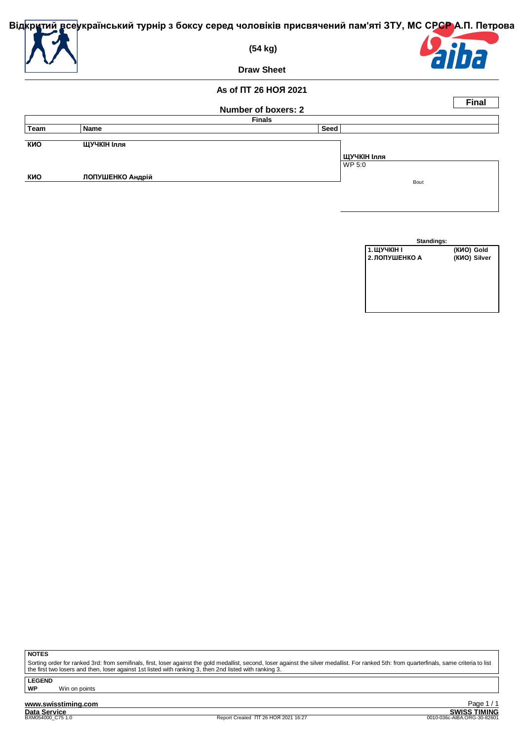# Відкритий всеукраїнський турнір з боксу серед чоловіків присвячений пам'яті ЗТУ, МС СРСР А.П. Петрова

**(54 kg)**

**Draw Sheet**

**As of ПТ 26 НОЯ 2021**

**Final**

**Number of boxers: 2**

**Finals**

| Team | Name | Seed | |
|---|---|---|---|
| КИО | ЩУЧКІН Ілля | | ЩУЧКІН Ілля WP 5:0 |
| КИО | ЛОПУШЕНКО Андрій | | Bout |

**Standings:**

| | |
|---|---|
| 1. ЩУЧКІН І | (КИО) Gold |
| 2. ЛОПУШЕНКО А | (КИО) Silver |

**NOTES**

Sorting order for ranked 3rd: from semifinals, first, loser against the gold medallist, second, loser against the silver medallist. For ranked 5th: from quarterfinals, same criteria to list the first two losers and then, loser against 1st listed with ranking 3, then 2nd listed with ranking 3.

**LEGEND**

**WP** Win on points

www.swisstiming.com

Data Service

BXM054000_C75 1.0

Report Created ПТ 26 НОЯ 2021 16:27

SWISS TIMING

0010-036c-AIBA.ORG-30-82601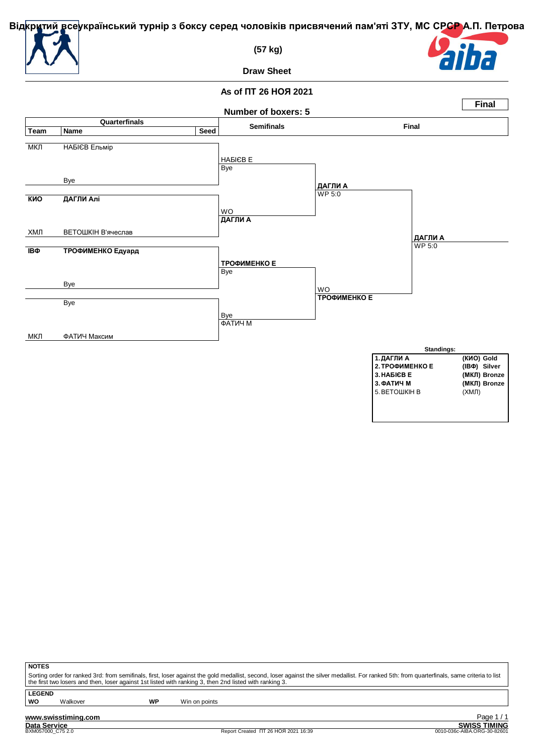# Відкритий всеукраїнський турнір з боксу серед чоловіків присвячений пам'яті ЗТУ, МС СРСР А.П. Петрова

**(57 kg)**

**Draw Sheet**

**As of ПТ 26 НОЯ 2021**

**Final**

**Number of boxers: 5**

| Team | Name | Seed | Semifinals | Final | |
|---|---|---|---|---|---|
| МКЛ | НАБІЄВ Ельмір | | НАБІЄВ Е / Bye | | |
| | Bye | | | **ДАГЛИ А** / WP 5:0 | |
| **КИО** | **ДАГЛИ Алі** | | WO / **ДАГЛИ А** | | |
| ХМЛ | ВЕТОШКІН В'ячеслав | | | | **ДАГЛИ А** / WP 5:0 |
| **ІВФ** | **ТРОФИМЕНКО Едуард** | | **ТРОФИМЕНКО Е** / Bye | | |
| | Bye | | | WO / **ТРОФИМЕНКО Е** | |
| | Bye | | Bye / ФАТИЧ М | | |
| МКЛ | ФАТИЧ Максим | | | | |

**Standings:**

| | | |
|---|---|---|
| 1. | **ДАГЛИ А** | **(КИО) Gold** |
| 2. | **ТРОФИМЕНКО Е** | **(ІВФ) Silver** |
| 3. | **НАБІЄВ Е** | **(МКЛ) Bronze** |
| 3. | **ФАТИЧ М** | **(МКЛ) Bronze** |
| 5. | ВЕТОШКІН В | (ХМЛ) |

**NOTES**

Sorting order for ranked 3rd: from semifinals, first, loser against the gold medallist, second, loser against the silver medallist. For ranked 5th: from quarterfinals, same criteria to list the first two losers and then, loser against 1st listed with ranking 3, then 2nd listed with ranking 3.

**LEGEND**

| | | | |
|---|---|---|---|
| **WO** | Walkover | **WP** | Win on points |

www.swisstiming.com

Data Service

BXM057000_C75 2.0

Report Created ПТ 26 НОЯ 2021 16:39

SWISS TIMING

0010-036c-AIBA.ORG-30-82601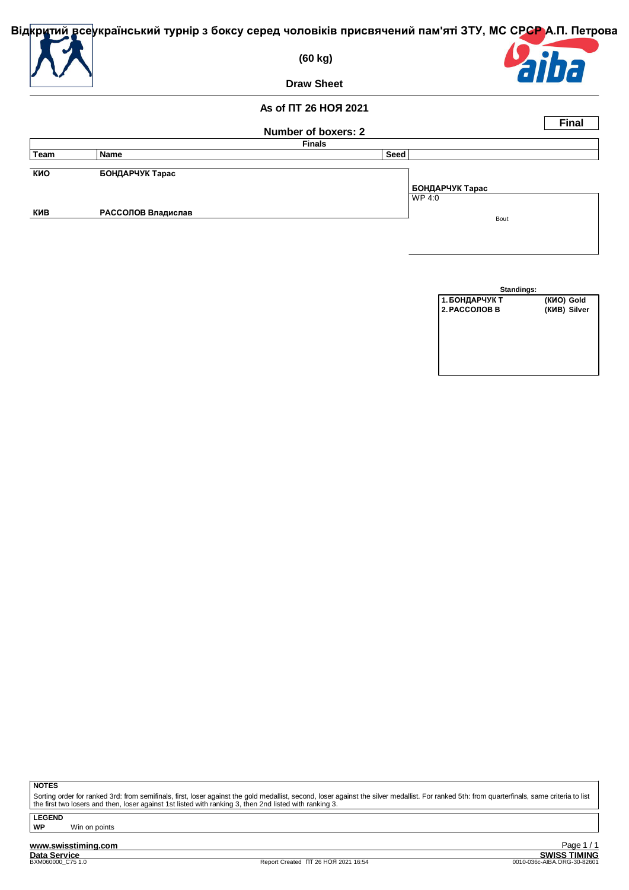# Відкритий всеукраїнський турнір з боксу серед чоловіків присвячений пам'яті ЗТУ, МС СРСР А.П. Петрова

**(60 kg)**

**Draw Sheet**

**As of ПТ 26 НОЯ 2021**

**Final**

**Number of boxers: 2**

**Finals**

| Team | Name | Seed | |
|---|---|---|---|
| КИО | БОНДАРЧУК Тарас | | БОНДАРЧУК Тарас WP 4:0 |
| КИВ | РАССОЛОВ Владислав | | Bout |

**Standings:**

| | |
|---|---|
| 1. БОНДАРЧУК Т | (КИО) Gold |
| 2. РАССОЛОВ В | (КИВ) Silver |

**NOTES**

Sorting order for ranked 3rd: from semifinals, first, loser against the gold medallist, second, loser against the silver medallist. For ranked 5th: from quarterfinals, same criteria to list the first two losers and then, loser against 1st listed with ranking 3, then 2nd listed with ranking 3.

**LEGEND**

**WP** Win on points

**www.swisstiming.com**

**Data Service**

BXM060000_C75 1.0

Report Created ПТ 26 НОЯ 2021 16:54

**SWISS TIMING**

0010-036c-AIBA.ORG-30-82601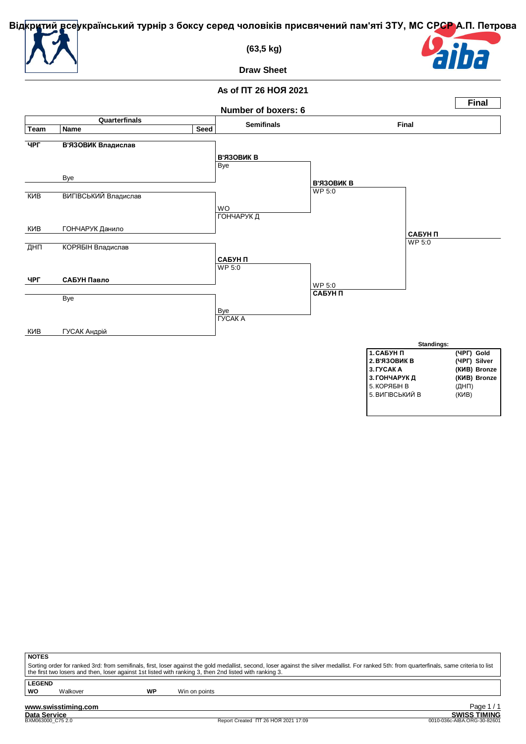# Відкритий всеукраїнський турнір з боксу серед чоловіків присвячений пам'яті ЗТУ, МС СРСР А.П. Петрова

**(63,5 kg)**

**Draw Sheet**

**As of ПТ 26 НОЯ 2021**

**Number of boxers: 6**

**Final**

## Quarterfinals

| Team | Name | Seed |
|---|---|---|
| **ЧРГ** | **В'ЯЗОВИК Владислав** | |
| | Bye | |
| КИВ | ВИГІВСЬКИЙ Владислав | |
| КИВ | ГОНЧАРУК Данило | |
| ДНП | КОРЯБІН Владислав | |
| **ЧРГ** | **САБУН Павло** | |
| | Bye | |
| КИВ | ГУСАК Андрій | |

## Semifinals

| Bout | Winner | Result |
|---|---|---|
| В'ЯЗОВИК Владислав vs Bye | **В'ЯЗОВИК В** | Bye |
| ВИГІВСЬКИЙ Владислав vs ГОНЧАРУК Данило | ГОНЧАРУК Д | WO |
| КОРЯБІН Владислав vs САБУН Павло | **САБУН П** | WP 5:0 |
| Bye vs ГУСАК Андрій | ГУСАК А | Bye |

## Final

| Bout | Winner | Result |
|---|---|---|
| В'ЯЗОВИК В vs ГОНЧАРУК Д | **В'ЯЗОВИК В** | WP 5:0 |
| САБУН П vs ГУСАК А | **САБУН П** | WP 5:0 |
| В'ЯЗОВИК В vs САБУН П | **САБУН П** | WP 5:0 |

## Standings:

| Rank | Name | Team | Medal |
|---|---|---|---|
| **1.** | **САБУН П** | **(ЧРГ)** | **Gold** |
| **2.** | **В'ЯЗОВИК В** | **(ЧРГ)** | **Silver** |
| **3.** | **ГУСАК А** | **(КИВ)** | **Bronze** |
| **3.** | **ГОНЧАРУК Д** | **(КИВ)** | **Bronze** |
| 5. | КОРЯБІН В | (ДНП) | |
| 5. | ВИГІВСЬКИЙ В | (КИВ) | |

**NOTES**

Sorting order for ranked 3rd: from semifinals, first, loser against the gold medallist, second, loser against the silver medallist. For ranked 5th: from quarterfinals, same criteria to list the first two losers and then, loser against 1st listed with ranking 3, then 2nd listed with ranking 3.

**LEGEND**

| | | | |
|---|---|---|---|
| **WO** | Walkover | **WP** | Win on points |

www.swisstiming.com

Data Service

BXM063000_C75 2.0

Report Created ПТ 26 НОЯ 2021 17:09

SWISS TIMING

0010-036c-AIBA.ORG-30-82601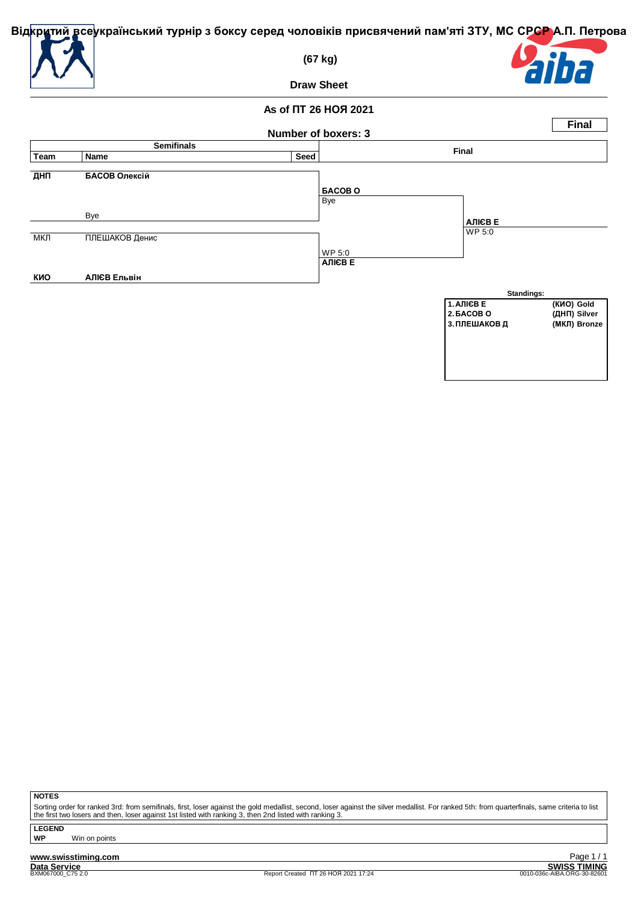# Відкритий всеукраїнський турнір з боксу серед чоловіків присвячений пам'яті ЗТУ, МС СРСР А.П. Петрова

**(67 kg)**

**Draw Sheet**

**As of ПТ 26 НОЯ 2021**

**Number of boxers: 3**

**Final**

| Semifinals | | | Final | |
|---|---|---|---|---|
| Team | Name | Seed | | |
| ДНП | **БАСОВ Олексій** | | **БАСОВ О** Bye | |
| | Bye | | | **АЛІЄВ Е** WP 5:0 |
| МКЛ | ПЛЕШАКОВ Денис | | WP 5:0 **АЛІЄВ Е** | |
| КИО | **АЛІЄВ Ельвін** | | | |

**Standings:**

| | | |
|---|---|---|
| 1. АЛІЄВ Е | (КИО) | Gold |
| 2. БАСОВ О | (ДНП) | Silver |
| 3. ПЛЕШАКОВ Д | (МКЛ) | Bronze |

**NOTES**

Sorting order for ranked 3rd: from semifinals, first, loser against the gold medallist, second, loser against the silver medallist. For ranked 5th: from quarterfinals, same criteria to list the first two losers and then, loser against 1st listed with ranking 3, then 2nd listed with ranking 3.

**LEGEND**

**WP** Win on points

www.swisstiming.com

Data Service — SWISS TIMING

BXM067000_C75 2.0 — Report Created ПТ 26 НОЯ 2021 17:24 — 0010-036c-AIBA.ORG-30-82601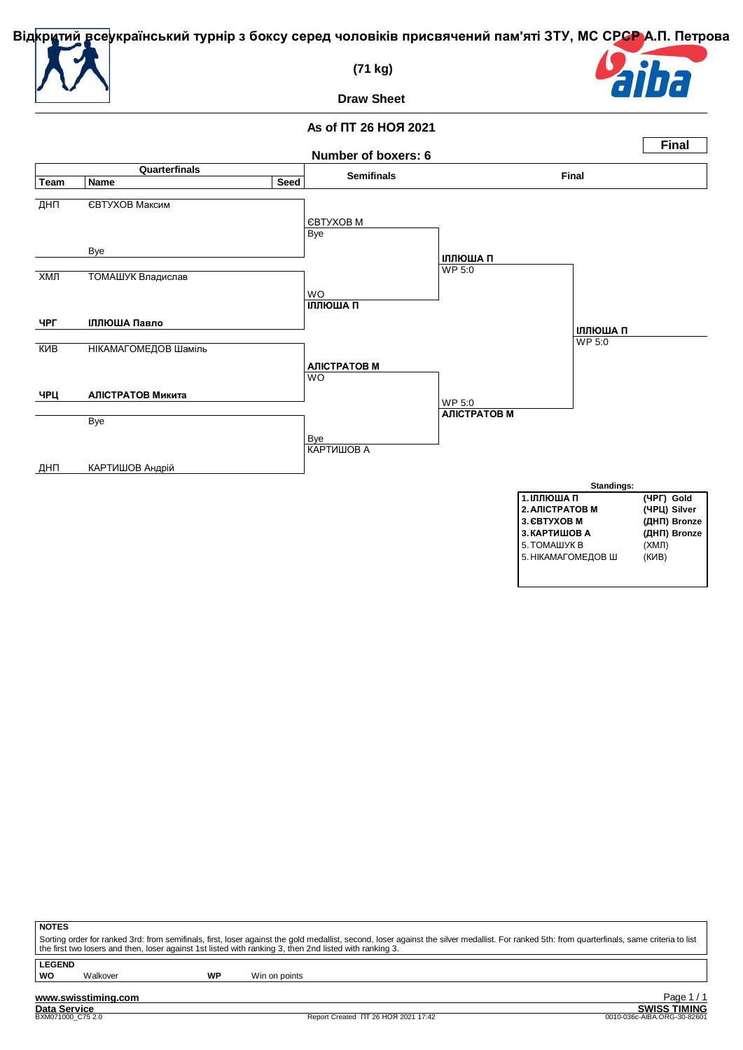# Відкритий всеукраїнський турнір з боксу серед чоловіків присвячений пам'яті ЗТУ, МС СРСР А.П. Петрова

**(71 kg)**

**Draw Sheet**

**As of ПТ 26 НОЯ 2021**

**Final**

**Number of boxers: 6**

| Team | Name | Seed | Semifinals | Final | |
|---|---|---|---|---|---|
| ДНП | ЄВТУХОВ Максим | | ЄВТУХОВ М / Bye | ІЛЛЮША П WP 5:0 | ІЛЛЮША П WP 5:0 |
| | Bye | | | | |
| ХМЛ | ТОМАШУК Владислав | | WO / ІЛЛЮША П | | |
| ЧРГ | **ІЛЛЮША Павло** | | | | |
| КИВ | НІКАМАГОМЕДОВ Шаміль | | АЛІСТРАТОВ М / WO | WP 5:0 АЛІСТРАТОВ М | |
| ЧРЦ | **АЛІСТРАТОВ Микита** | | | | |
| | Bye | | Bye / КАРТИШОВ А | | |
| ДНП | КАРТИШОВ Андрій | | | | |

**Standings:**

| | | |
|---|---|---|
| 1. | **ІЛЛЮША П** | **(ЧРГ) Gold** |
| 2. | **АЛІСТРАТОВ М** | **(ЧРЦ) Silver** |
| 3. | **ЄВТУХОВ М** | **(ДНП) Bronze** |
| 3. | **КАРТИШОВ А** | **(ДНП) Bronze** |
| 5. | ТОМАШУК В | (ХМЛ) |
| 5. | НІКАМАГОМЕДОВ Ш | (КИВ) |

**NOTES**

Sorting order for ranked 3rd: from semifinals, first, loser against the gold medallist, second, loser against the silver medallist. For ranked 5th: from quarterfinals, same criteria to list the first two losers and then, loser against 1st listed with ranking 3, then 2nd listed with ranking 3.

**LEGEND**

| | | | |
|---|---|---|---|
| **WO** | Walkover | **WP** | Win on points |

www.swisstiming.com

Data Service

BXM071000_C75 2.0

Report Created ПТ 26 НОЯ 2021 17:42

SWISS TIMING

0010-036c-AIBA.ORG-30-82601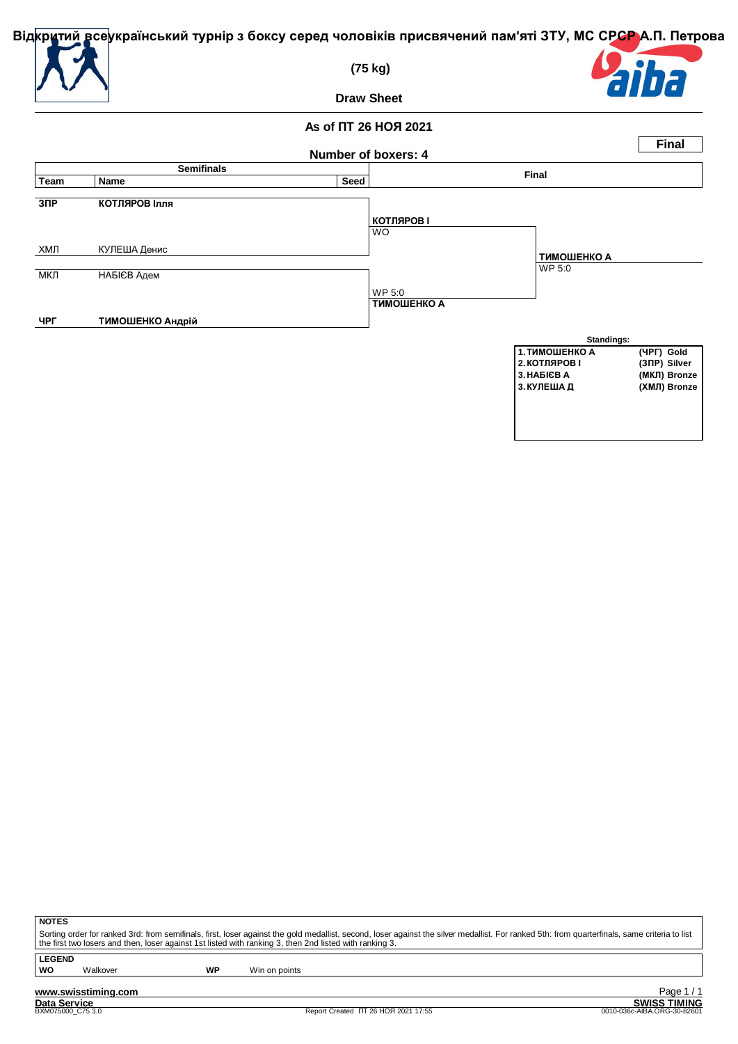# Відкритий всеукраїнський турнір з боксу серед чоловіків присвячений пам'яті ЗТУ, МС СРСР А.П. Петрова

**(75 kg)**

**Draw Sheet**

**As of ПТ 26 НОЯ 2021**

**Final**

**Number of boxers: 4**

## Semifinals

| Team | Name | Seed |
|---|---|---|
| **ЗПР** | **КОТЛЯРОВ Ілля** | |
| ХМЛ | КУЛЕША Денис | |
| МКЛ | НАБІЄВ Адем | |
| **ЧРГ** | **ТИМОШЕНКО Андрій** | |

## Final

| Bout | Winner | Result |
|---|---|---|
| КОТЛЯРОВ Ілля vs КУЛЕША Денис | **КОТЛЯРОВ І** | WO |
| НАБІЄВ Адем vs ТИМОШЕНКО Андрій | **ТИМОШЕНКО А** | WP 5:0 |
| Final | **ТИМОШЕНКО А** | WP 5:0 |

**Standings:**

| Rank | Name | Team | Medal |
|---|---|---|---|
| 1. | ТИМОШЕНКО А | (ЧРГ) | Gold |
| 2. | КОТЛЯРОВ І | (ЗПР) | Silver |
| 3. | НАБІЄВ А | (МКЛ) | Bronze |
| 3. | КУЛЕША Д | (ХМЛ) | Bronze |

**NOTES**

Sorting order for ranked 3rd: from semifinals, first, loser against the gold medallist, second, loser against the silver medallist. For ranked 5th: from quarterfinals, same criteria to list the first two losers and then, loser against 1st listed with ranking 3, then 2nd listed with ranking 3.

**LEGEND**

| | | | |
|---|---|---|---|
| **WO** | Walkover | **WP** | Win on points |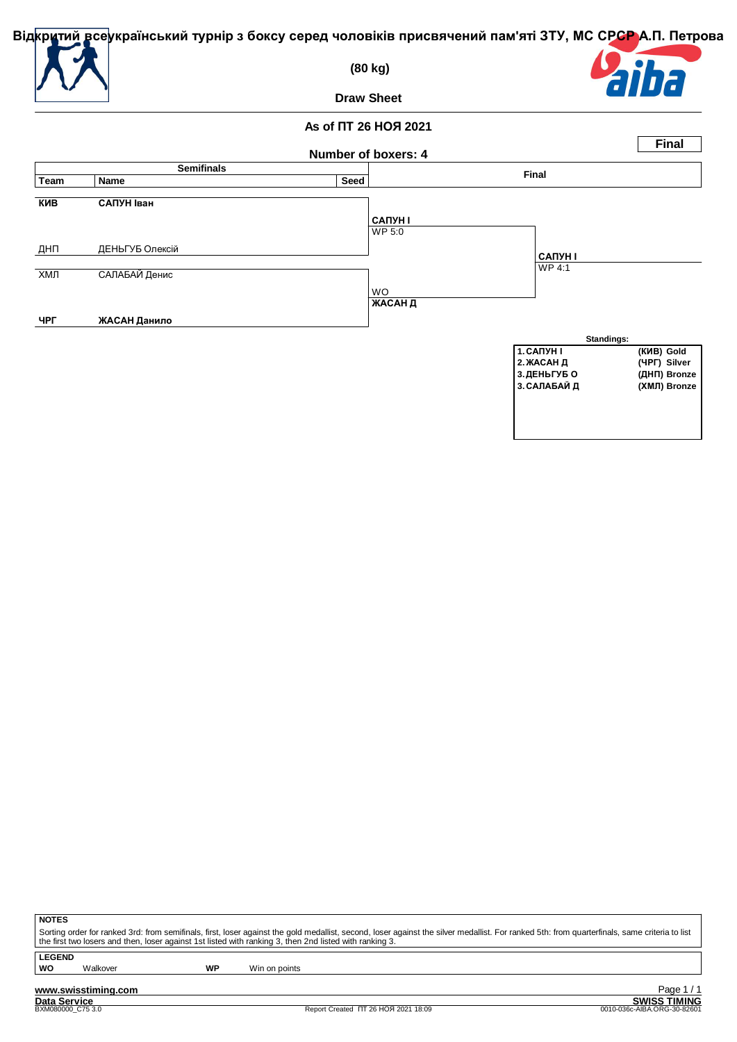# Відкритий всеукраїнський турнір з боксу серед чоловіків присвячений пам'яті ЗТУ, МС СРСР А.П. Петрова

**(80 kg)**

**Draw Sheet**

**As of ПТ 26 НОЯ 2021**

**Final**

**Number of boxers: 4**

| Team | Name | Seed | Semifinals | Final |
|---|---|---|---|---|
| **КИВ** | **САПУН Іван** | | **САПУН І** WP 5:0 | |
| ДНП | ДЕНЬГУБ Олексій | | | **САПУН І** WP 4:1 |
| ХМЛ | САЛАБАЙ Денис | | WO **ЖАСАН Д** | |
| **ЧРГ** | **ЖАСАН Данило** | | | |

**Standings:**

| | | |
|---|---|---|
| 1. | САПУН І | (КИВ) Gold |
| 2. | ЖАСАН Д | (ЧРГ) Silver |
| 3. | ДЕНЬГУБ О | (ДНП) Bronze |
| 3. | САЛАБАЙ Д | (ХМЛ) Bronze |

**NOTES**

Sorting order for ranked 3rd: from semifinals, first, loser against the gold medallist, second, loser against the silver medallist. For ranked 5th: from quarterfinals, same criteria to list the first two losers and then, loser against 1st listed with ranking 3, then 2nd listed with ranking 3.

**LEGEND**

| | | | |
|---|---|---|---|
| **WO** | Walkover | **WP** | Win on points |

www.swisstiming.com

Data Service — BXM080000_C75 3.0

Report Created ПТ 26 НОЯ 2021 18:09

SWISS TIMING — 0010-036c-AIBA.ORG-30-82601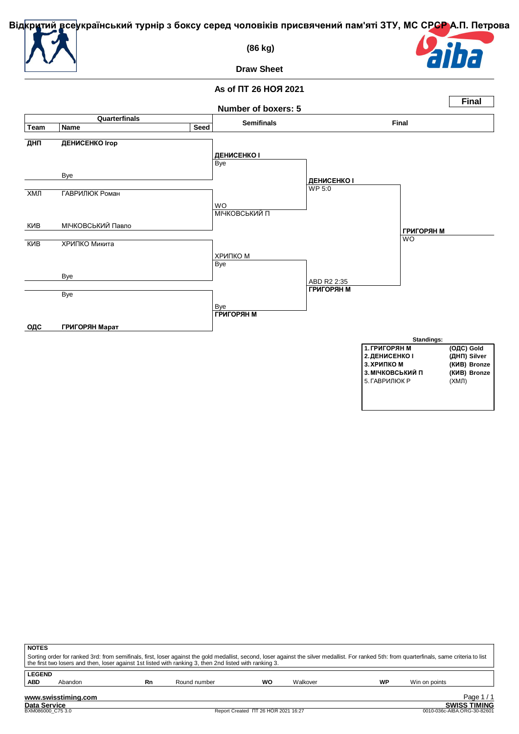# Відкритий всеукраїнський турнір з боксу серед чоловіків присвячений пам'яті ЗТУ, МС СРСР А.П. Петрова

**(86 kg)**

**Draw Sheet**

**As of ПТ 26 НОЯ 2021**

**Final**

**Number of boxers: 5**

| Team | Name | Seed | Semifinals | Final | |
|---|---|---|---|---|---|
| **ДНП** | **ДЕНИСЕНКО Ігор** | | **ДЕНИСЕНКО І** Bye | **ДЕНИСЕНКО І** WP 5:0 | |
| | Bye | | | | |
| ХМЛ | ГАВРИЛЮК Роман | | WO МІЧКОВСЬКИЙ П | | **ГРИГОРЯН М** WO |
| КИВ | МІЧКОВСЬКИЙ Павло | | | | |
| КИВ | ХРИПКО Микита | | ХРИПКО М Bye | ABD R2 2:35 **ГРИГОРЯН М** | |
| | Bye | | | | |
| | Bye | | Bye **ГРИГОРЯН М** | | |
| **ОДС** | **ГРИГОРЯН Марат** | | | | |

**Standings:**

| | | |
|---|---|---|
| **1.** | **ГРИГОРЯН М** | **(ОДС) Gold** |
| **2.** | **ДЕНИСЕНКО І** | **(ДНП) Silver** |
| **3.** | **ХРИПКО М** | **(КИВ) Bronze** |
| **3.** | **МІЧКОВСЬКИЙ П** | **(КИВ) Bronze** |
| 5. | ГАВРИЛЮК Р | (ХМЛ) |

**NOTES**

Sorting order for ranked 3rd: from semifinals, first, loser against the gold medallist, second, loser against the silver medallist. For ranked 5th: from quarterfinals, same criteria to list the first two losers and then, loser against 1st listed with ranking 3, then 2nd listed with ranking 3.

**LEGEND**

| | | | | | | | |
|---|---|---|---|---|---|---|---|
| **ABD** | Abandon | **Rn** | Round number | **WO** | Walkover | **WP** | Win on points |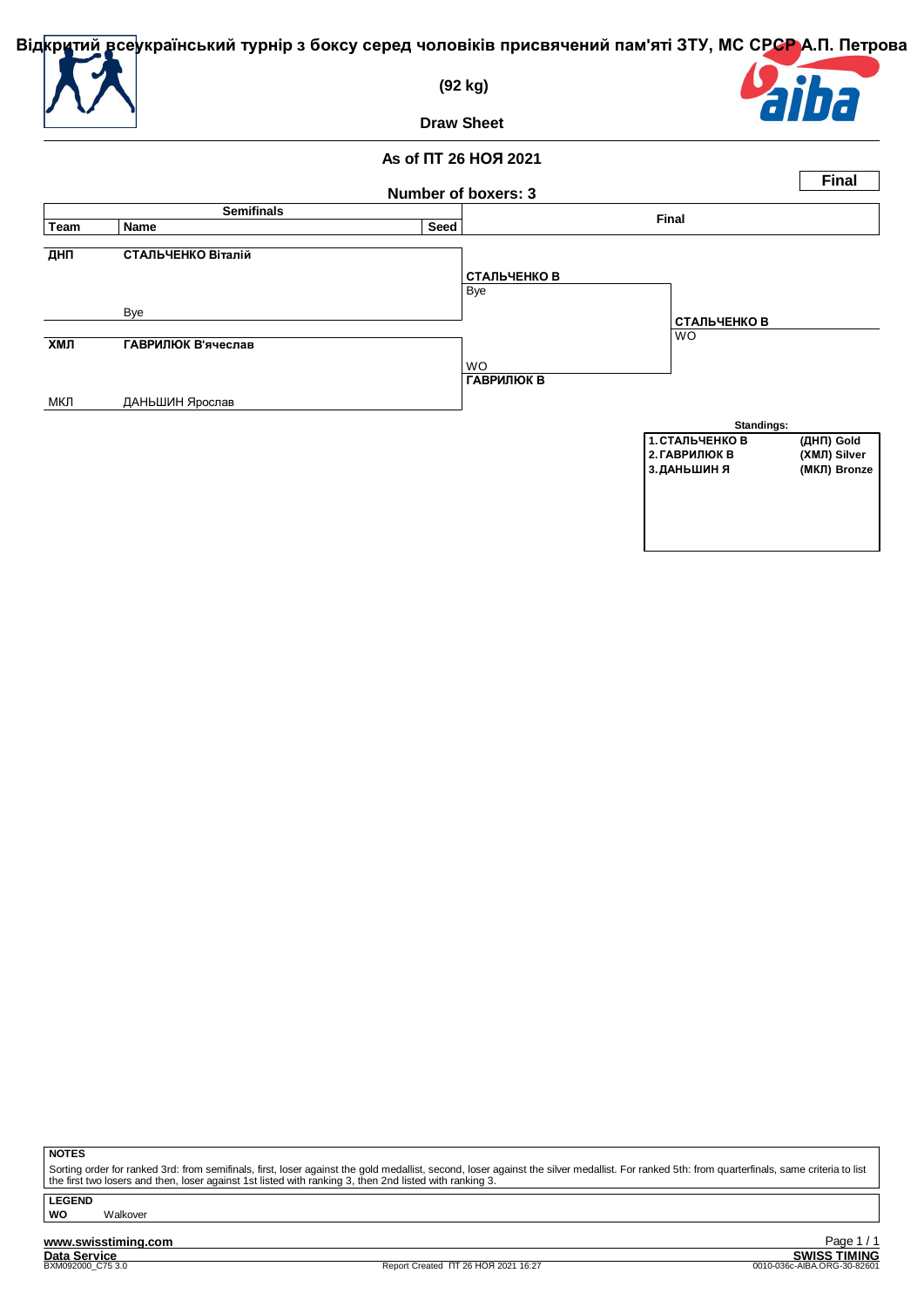# Відкритий всеукраїнський турнір з боксу серед чоловіків присвячений пам'яті ЗТУ, МС СРСР А.П. Петрова

**(92 kg)**

**Draw Sheet**

**As of ПТ 26 НОЯ 2021**

**Final**

**Number of boxers: 3**

| Team | Name | Seed | Semifinals | Final |
|---|---|---|---|---|
| **ДНП** | **СТАЛЬЧЕНКО Віталій** | | **СТАЛЬЧЕНКО В** Bye | **СТАЛЬЧЕНКО В** WO |
| | Bye | | | |
| **ХМЛ** | **ГАВРИЛЮК В'ячеслав** | | WO **ГАВРИЛЮК В** | |
| МКЛ | ДАНЬШИН Ярослав | | | |

**Standings:**

| | | |
|---|---|---|
| 1. | СТАЛЬЧЕНКО В | (ДНП) Gold |
| 2. | ГАВРИЛЮК В | (ХМЛ) Silver |
| 3. | ДАНЬШИН Я | (МКЛ) Bronze |

**NOTES**

Sorting order for ranked 3rd: from semifinals, first, loser against the gold medallist, second, loser against the silver medallist. For ranked 5th: from quarterfinals, same criteria to list the first two losers and then, loser against 1st listed with ranking 3, then 2nd listed with ranking 3.

**LEGEND**

**WO** Walkover

**www.swisstiming.com**

**Data Service** BXM092000_C75 3.0

Report Created ПТ 26 НОЯ 2021 16:27

**SWISS TIMING** 0010-036c-AIBA.ORG-30-82601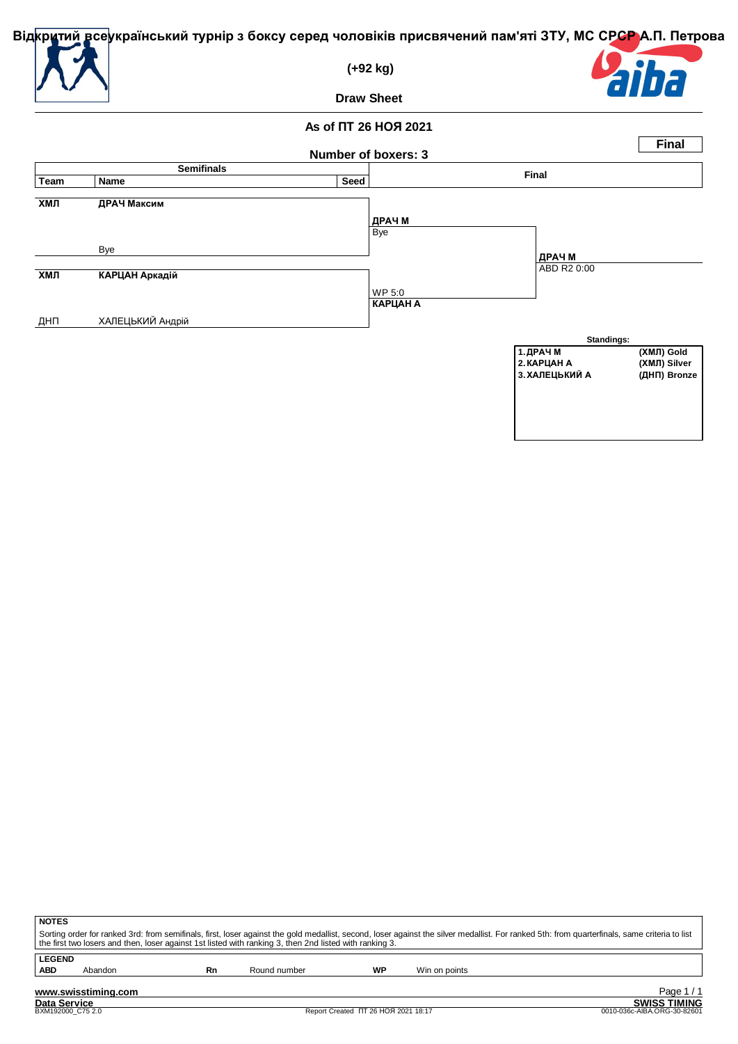# Відкритий всеукраїнський турнір з боксу серед чоловіків присвячений пам'яті ЗТУ, МС СРСР А.П. Петрова

**(+92 kg)**

**Draw Sheet**

**As of ПТ 26 НОЯ 2021**

**Number of boxers: 3**

**Final**

| Semifinals | | | | |
|---|---|---|---|---|
| **Team** | **Name** | **Seed** | | **Final** |
| **ХМЛ** | **ДРАЧ Максим** | | **ДРАЧ М** Bye | |
| | Bye | | | **ДРАЧ М** ABD R2 0:00 |
| **ХМЛ** | **КАРЦАН Аркадій** | | WP 5:0 **КАРЦАН А** | |
| ДНП | ХАЛЕЦЬКИЙ Андрій | | | |

**Standings:**

| | | |
|---|---|---|
| 1. | ДРАЧ М | (ХМЛ) Gold |
| 2. | КАРЦАН А | (ХМЛ) Silver |
| 3. | ХАЛЕЦЬКИЙ А | (ДНП) Bronze |

**NOTES**

Sorting order for ranked 3rd: from semifinals, first, loser against the gold medallist, second, loser against the silver medallist. For ranked 5th: from quarterfinals, same criteria to list the first two losers and then, loser against 1st listed with ranking 3, then 2nd listed with ranking 3.

**LEGEND**

| | | | | | |
|---|---|---|---|---|---|
| **ABD** | Abandon | **Rn** | Round number | **WP** | Win on points |

www.swisstiming.com

Data Service — SWISS TIMING

BXM192000_C75 2.0 — Report Created ПТ 26 НОЯ 2021 18:17 — 0010-036c-AIBA.ORG-30-82601